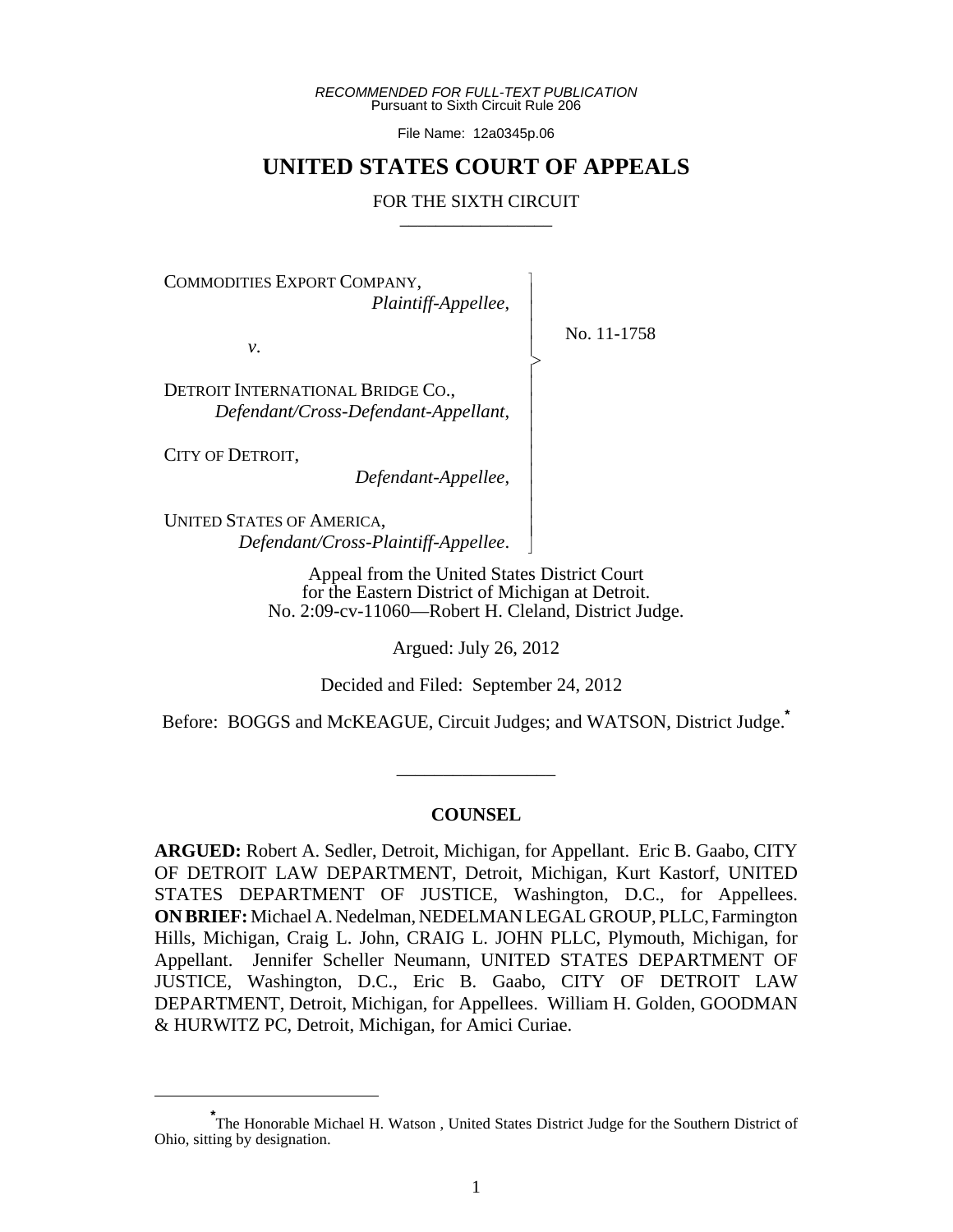*RECOMMENDED FOR FULL-TEXT PUBLICATION*
Pursuant to Sixth Circuit Rule 206

File Name: 12a0345p.06

# UNITED STATES COURT OF APPEALS

FOR THE SIXTH CIRCUIT

_________________

COMMODITIES EXPORT COMPANY,
*Plaintiff-Appellee*,

*v*.

DETROIT INTERNATIONAL BRIDGE CO.,
*Defendant/Cross-Defendant-Appellant*,

CITY OF DETROIT,
*Defendant-Appellee*,

UNITED STATES OF AMERICA,
*Defendant/Cross-Plaintiff-Appellee*.

No. 11-1758

Appeal from the United States District Court
for the Eastern District of Michigan at Detroit.
No. 2:09-cv-11060—Robert H. Cleland, District Judge.

Argued: July 26, 2012

Decided and Filed: September 24, 2012

Before: BOGGS and McKEAGUE, Circuit Judges; and WATSON, District Judge.*

_________________

## COUNSEL

**ARGUED:** Robert A. Sedler, Detroit, Michigan, for Appellant. Eric B. Gaabo, CITY OF DETROIT LAW DEPARTMENT, Detroit, Michigan, Kurt Kastorf, UNITED STATES DEPARTMENT OF JUSTICE, Washington, D.C., for Appellees. **ON BRIEF:** Michael A. Nedelman, NEDELMAN LEGAL GROUP, PLLC, Farmington Hills, Michigan, Craig L. John, CRAIG L. JOHN PLLC, Plymouth, Michigan, for Appellant. Jennifer Scheller Neumann, UNITED STATES DEPARTMENT OF JUSTICE, Washington, D.C., Eric B. Gaabo, CITY OF DETROIT LAW DEPARTMENT, Detroit, Michigan, for Appellees. William H. Golden, GOODMAN & HURWITZ PC, Detroit, Michigan, for Amici Curiae.

---

*The Honorable Michael H. Watson , United States District Judge for the Southern District of Ohio, sitting by designation.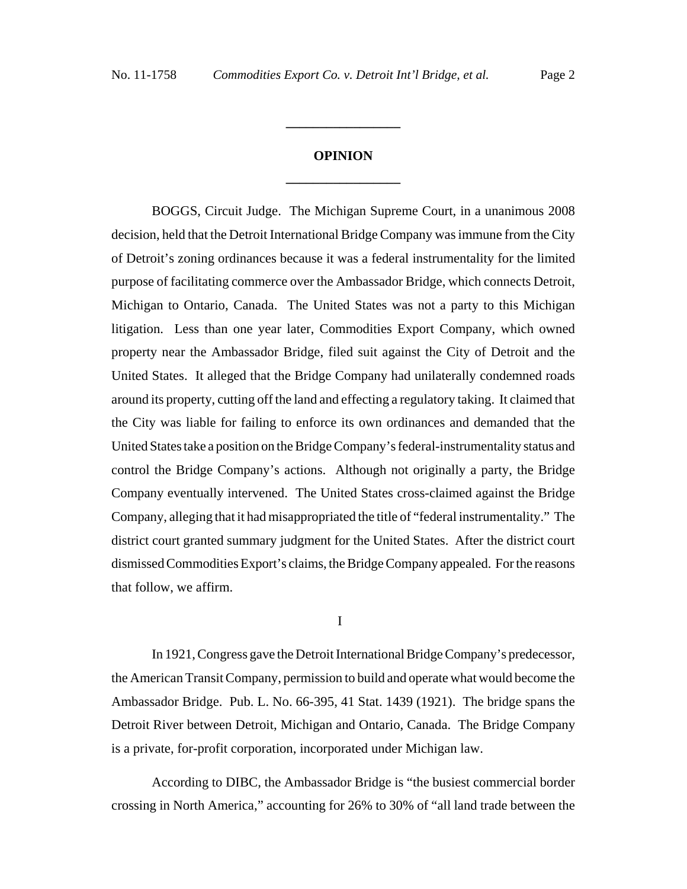## OPINION

BOGGS, Circuit Judge. The Michigan Supreme Court, in a unanimous 2008 decision, held that the Detroit International Bridge Company was immune from the City of Detroit's zoning ordinances because it was a federal instrumentality for the limited purpose of facilitating commerce over the Ambassador Bridge, which connects Detroit, Michigan to Ontario, Canada. The United States was not a party to this Michigan litigation. Less than one year later, Commodities Export Company, which owned property near the Ambassador Bridge, filed suit against the City of Detroit and the United States. It alleged that the Bridge Company had unilaterally condemned roads around its property, cutting off the land and effecting a regulatory taking. It claimed that the City was liable for failing to enforce its own ordinances and demanded that the United States take a position on the Bridge Company's federal-instrumentality status and control the Bridge Company's actions. Although not originally a party, the Bridge Company eventually intervened. The United States cross-claimed against the Bridge Company, alleging that it had misappropriated the title of "federal instrumentality." The district court granted summary judgment for the United States. After the district court dismissed Commodities Export's claims, the Bridge Company appealed. For the reasons that follow, we affirm.

I

In 1921, Congress gave the Detroit International Bridge Company's predecessor, the American Transit Company, permission to build and operate what would become the Ambassador Bridge. Pub. L. No. 66-395, 41 Stat. 1439 (1921). The bridge spans the Detroit River between Detroit, Michigan and Ontario, Canada. The Bridge Company is a private, for-profit corporation, incorporated under Michigan law.

According to DIBC, the Ambassador Bridge is "the busiest commercial border crossing in North America," accounting for 26% to 30% of "all land trade between the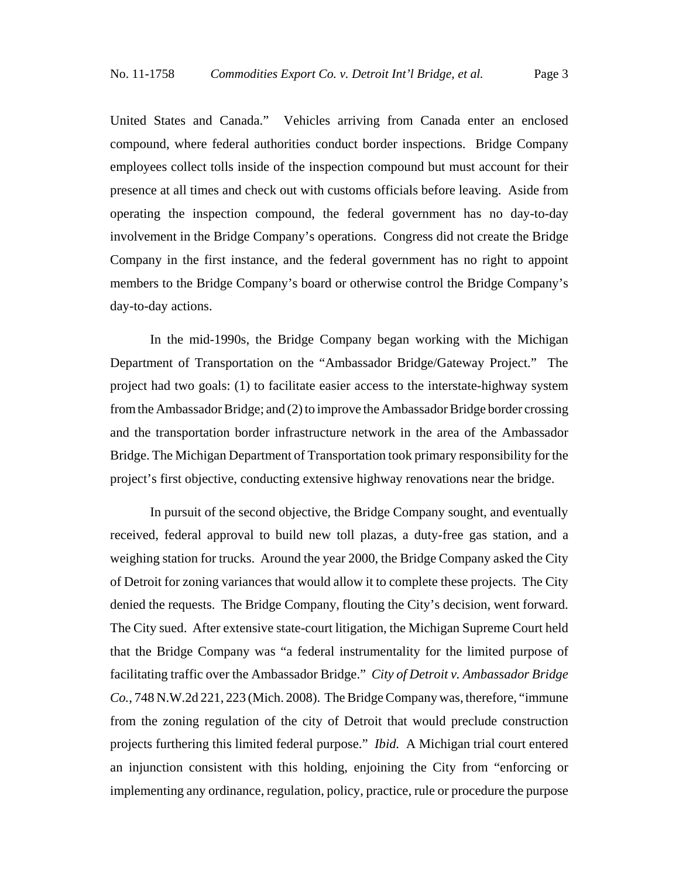United States and Canada." Vehicles arriving from Canada enter an enclosed compound, where federal authorities conduct border inspections. Bridge Company employees collect tolls inside of the inspection compound but must account for their presence at all times and check out with customs officials before leaving. Aside from operating the inspection compound, the federal government has no day-to-day involvement in the Bridge Company's operations. Congress did not create the Bridge Company in the first instance, and the federal government has no right to appoint members to the Bridge Company's board or otherwise control the Bridge Company's day-to-day actions.

In the mid-1990s, the Bridge Company began working with the Michigan Department of Transportation on the "Ambassador Bridge/Gateway Project." The project had two goals: (1) to facilitate easier access to the interstate-highway system from the Ambassador Bridge; and (2) to improve the Ambassador Bridge border crossing and the transportation border infrastructure network in the area of the Ambassador Bridge. The Michigan Department of Transportation took primary responsibility for the project's first objective, conducting extensive highway renovations near the bridge.

In pursuit of the second objective, the Bridge Company sought, and eventually received, federal approval to build new toll plazas, a duty-free gas station, and a weighing station for trucks. Around the year 2000, the Bridge Company asked the City of Detroit for zoning variances that would allow it to complete these projects. The City denied the requests. The Bridge Company, flouting the City's decision, went forward. The City sued. After extensive state-court litigation, the Michigan Supreme Court held that the Bridge Company was "a federal instrumentality for the limited purpose of facilitating traffic over the Ambassador Bridge." *City of Detroit v. Ambassador Bridge Co.*, 748 N.W.2d 221, 223 (Mich. 2008). The Bridge Company was, therefore, "immune from the zoning regulation of the city of Detroit that would preclude construction projects furthering this limited federal purpose." *Ibid.* A Michigan trial court entered an injunction consistent with this holding, enjoining the City from "enforcing or implementing any ordinance, regulation, policy, practice, rule or procedure the purpose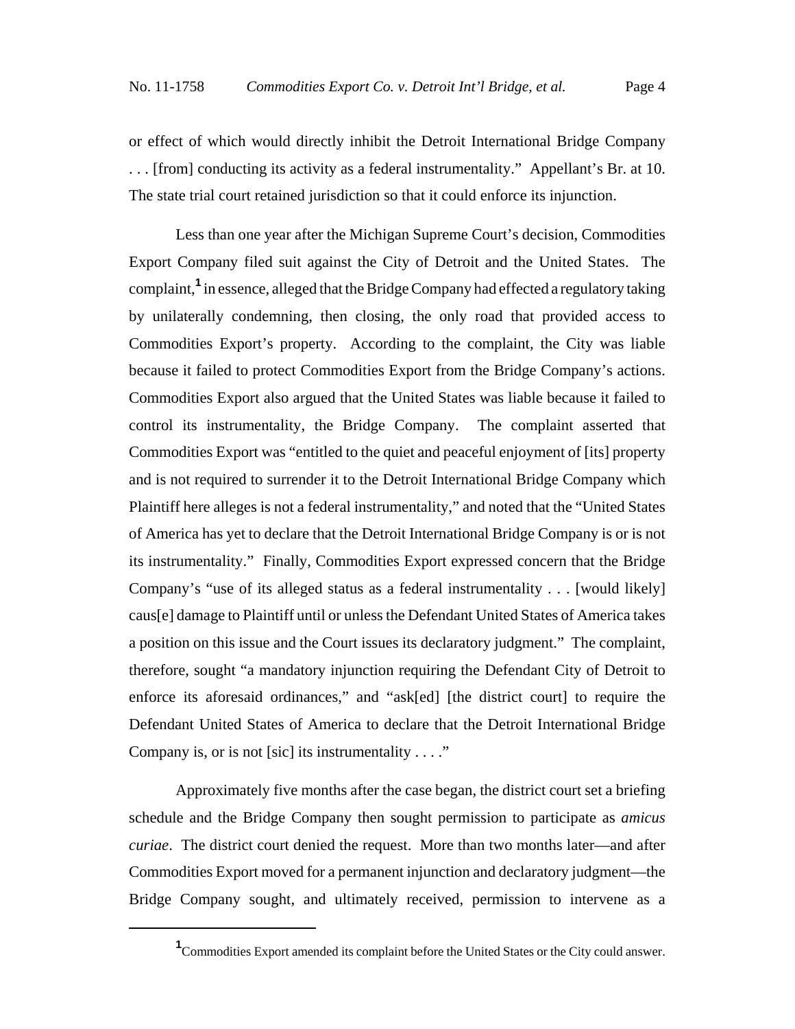or effect of which would directly inhibit the Detroit International Bridge Company . . . [from] conducting its activity as a federal instrumentality." Appellant's Br. at 10. The state trial court retained jurisdiction so that it could enforce its injunction.

Less than one year after the Michigan Supreme Court's decision, Commodities Export Company filed suit against the City of Detroit and the United States. The complaint,[1] in essence, alleged that the Bridge Company had effected a regulatory taking by unilaterally condemning, then closing, the only road that provided access to Commodities Export's property. According to the complaint, the City was liable because it failed to protect Commodities Export from the Bridge Company's actions. Commodities Export also argued that the United States was liable because it failed to control its instrumentality, the Bridge Company. The complaint asserted that Commodities Export was "entitled to the quiet and peaceful enjoyment of [its] property and is not required to surrender it to the Detroit International Bridge Company which Plaintiff here alleges is not a federal instrumentality," and noted that the "United States of America has yet to declare that the Detroit International Bridge Company is or is not its instrumentality." Finally, Commodities Export expressed concern that the Bridge Company's "use of its alleged status as a federal instrumentality . . . [would likely] caus[e] damage to Plaintiff until or unless the Defendant United States of America takes a position on this issue and the Court issues its declaratory judgment." The complaint, therefore, sought "a mandatory injunction requiring the Defendant City of Detroit to enforce its aforesaid ordinances," and "ask[ed] [the district court] to require the Defendant United States of America to declare that the Detroit International Bridge Company is, or is not [sic] its instrumentality . . . ."

Approximately five months after the case began, the district court set a briefing schedule and the Bridge Company then sought permission to participate as *amicus curiae*. The district court denied the request. More than two months later—and after Commodities Export moved for a permanent injunction and declaratory judgment—the Bridge Company sought, and ultimately received, permission to intervene as a

[1] Commodities Export amended its complaint before the United States or the City could answer.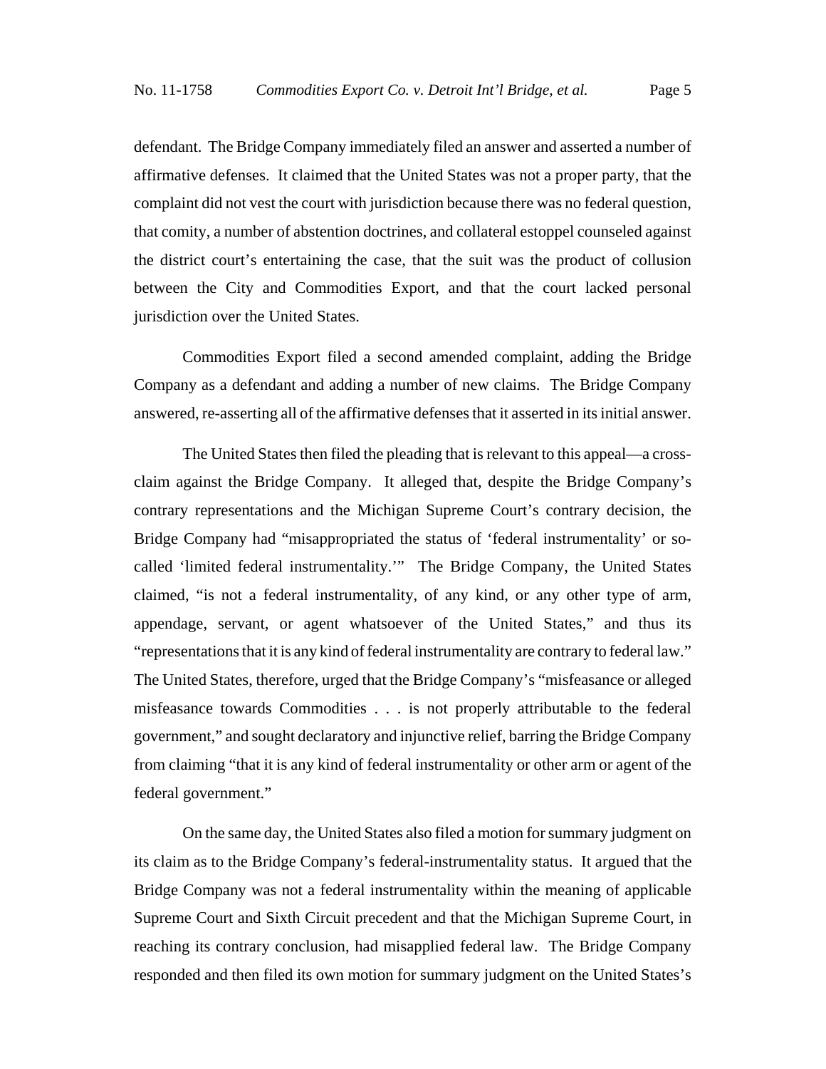defendant. The Bridge Company immediately filed an answer and asserted a number of affirmative defenses. It claimed that the United States was not a proper party, that the complaint did not vest the court with jurisdiction because there was no federal question, that comity, a number of abstention doctrines, and collateral estoppel counseled against the district court's entertaining the case, that the suit was the product of collusion between the City and Commodities Export, and that the court lacked personal jurisdiction over the United States.

Commodities Export filed a second amended complaint, adding the Bridge Company as a defendant and adding a number of new claims. The Bridge Company answered, re-asserting all of the affirmative defenses that it asserted in its initial answer.

The United States then filed the pleading that is relevant to this appeal—a cross-claim against the Bridge Company. It alleged that, despite the Bridge Company's contrary representations and the Michigan Supreme Court's contrary decision, the Bridge Company had "misappropriated the status of 'federal instrumentality' or so-called 'limited federal instrumentality.'" The Bridge Company, the United States claimed, "is not a federal instrumentality, of any kind, or any other type of arm, appendage, servant, or agent whatsoever of the United States," and thus its "representations that it is any kind of federal instrumentality are contrary to federal law." The United States, therefore, urged that the Bridge Company's "misfeasance or alleged misfeasance towards Commodities . . . is not properly attributable to the federal government," and sought declaratory and injunctive relief, barring the Bridge Company from claiming "that it is any kind of federal instrumentality or other arm or agent of the federal government."

On the same day, the United States also filed a motion for summary judgment on its claim as to the Bridge Company's federal-instrumentality status. It argued that the Bridge Company was not a federal instrumentality within the meaning of applicable Supreme Court and Sixth Circuit precedent and that the Michigan Supreme Court, in reaching its contrary conclusion, had misapplied federal law. The Bridge Company responded and then filed its own motion for summary judgment on the United States's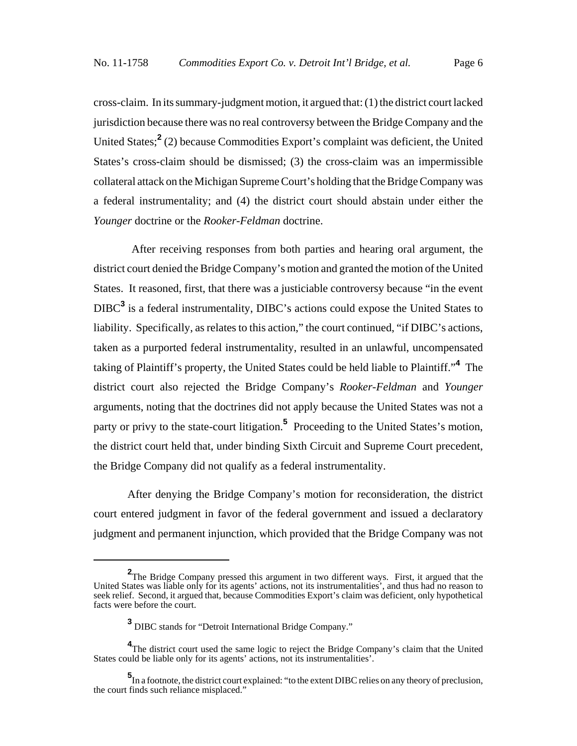cross-claim. In its summary-judgment motion, it argued that: (1) the district court lacked jurisdiction because there was no real controversy between the Bridge Company and the United States;[2] (2) because Commodities Export's complaint was deficient, the United States's cross-claim should be dismissed; (3) the cross-claim was an impermissible collateral attack on the Michigan Supreme Court's holding that the Bridge Company was a federal instrumentality; and (4) the district court should abstain under either the *Younger* doctrine or the *Rooker-Feldman* doctrine.

After receiving responses from both parties and hearing oral argument, the district court denied the Bridge Company's motion and granted the motion of the United States. It reasoned, first, that there was a justiciable controversy because "in the event DIBC[3] is a federal instrumentality, DIBC's actions could expose the United States to liability. Specifically, as relates to this action," the court continued, "if DIBC's actions, taken as a purported federal instrumentality, resulted in an unlawful, uncompensated taking of Plaintiff's property, the United States could be held liable to Plaintiff."[4] The district court also rejected the Bridge Company's *Rooker-Feldman* and *Younger* arguments, noting that the doctrines did not apply because the United States was not a party or privy to the state-court litigation.[5] Proceeding to the United States's motion, the district court held that, under binding Sixth Circuit and Supreme Court precedent, the Bridge Company did not qualify as a federal instrumentality.

After denying the Bridge Company's motion for reconsideration, the district court entered judgment in favor of the federal government and issued a declaratory judgment and permanent injunction, which provided that the Bridge Company was not

---

[2] The Bridge Company pressed this argument in two different ways. First, it argued that the United States was liable only for its agents' actions, not its instrumentalities', and thus had no reason to seek relief. Second, it argued that, because Commodities Export's claim was deficient, only hypothetical facts were before the court.

[3] DIBC stands for "Detroit International Bridge Company."

[4] The district court used the same logic to reject the Bridge Company's claim that the United States could be liable only for its agents' actions, not its instrumentalities'.

[5] In a footnote, the district court explained: "to the extent DIBC relies on any theory of preclusion, the court finds such reliance misplaced."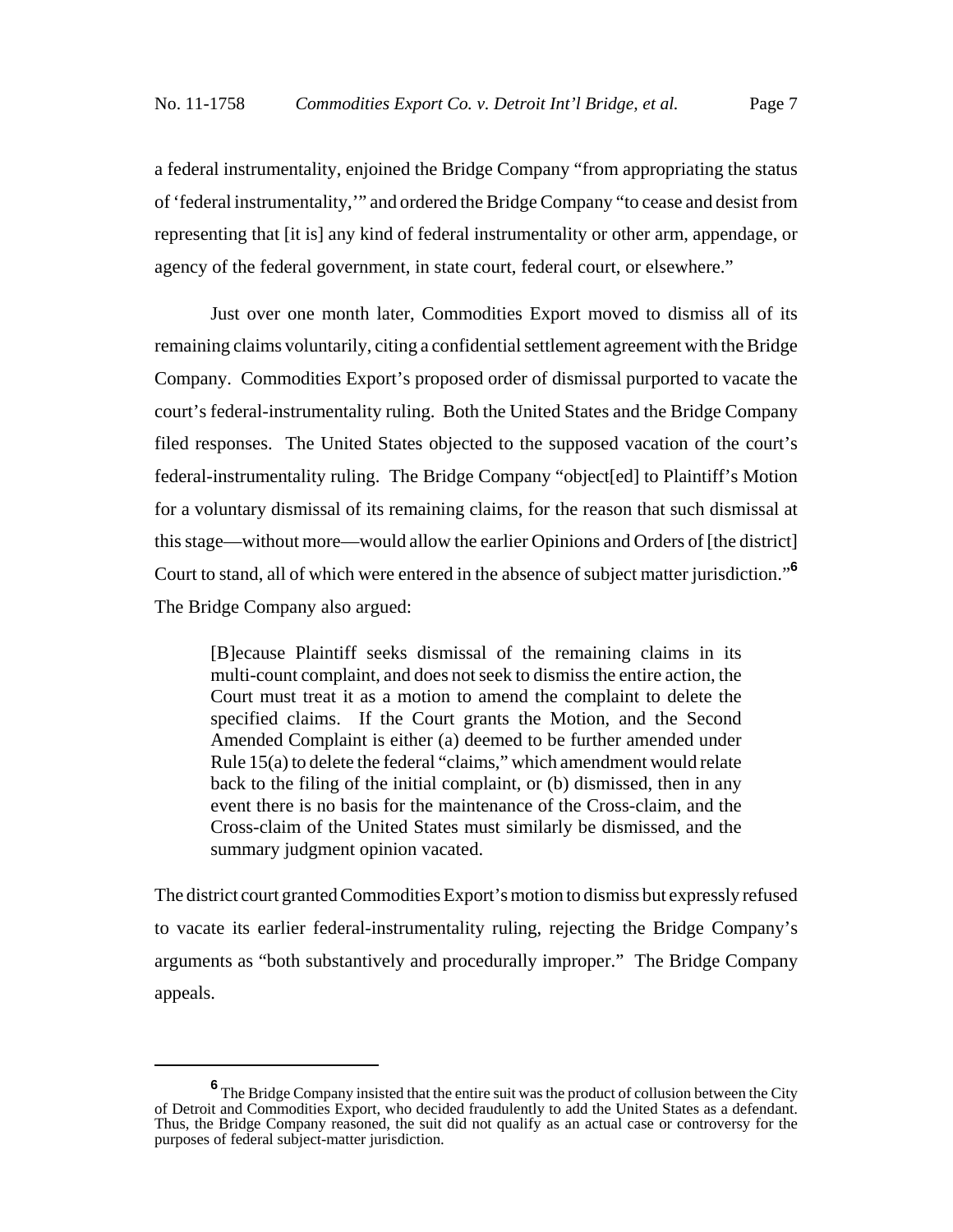a federal instrumentality, enjoined the Bridge Company "from appropriating the status of 'federal instrumentality,'" and ordered the Bridge Company "to cease and desist from representing that [it is] any kind of federal instrumentality or other arm, appendage, or agency of the federal government, in state court, federal court, or elsewhere."

Just over one month later, Commodities Export moved to dismiss all of its remaining claims voluntarily, citing a confidential settlement agreement with the Bridge Company. Commodities Export's proposed order of dismissal purported to vacate the court's federal-instrumentality ruling. Both the United States and the Bridge Company filed responses. The United States objected to the supposed vacation of the court's federal-instrumentality ruling. The Bridge Company "object[ed] to Plaintiff's Motion for a voluntary dismissal of its remaining claims, for the reason that such dismissal at this stage—without more—would allow the earlier Opinions and Orders of [the district] Court to stand, all of which were entered in the absence of subject matter jurisdiction."[6] The Bridge Company also argued:

> [B]ecause Plaintiff seeks dismissal of the remaining claims in its multi-count complaint, and does not seek to dismiss the entire action, the Court must treat it as a motion to amend the complaint to delete the specified claims. If the Court grants the Motion, and the Second Amended Complaint is either (a) deemed to be further amended under Rule 15(a) to delete the federal "claims," which amendment would relate back to the filing of the initial complaint, or (b) dismissed, then in any event there is no basis for the maintenance of the Cross-claim, and the Cross-claim of the United States must similarly be dismissed, and the summary judgment opinion vacated.

The district court granted Commodities Export's motion to dismiss but expressly refused to vacate its earlier federal-instrumentality ruling, rejecting the Bridge Company's arguments as "both substantively and procedurally improper." The Bridge Company appeals.

---

[6] The Bridge Company insisted that the entire suit was the product of collusion between the City of Detroit and Commodities Export, who decided fraudulently to add the United States as a defendant. Thus, the Bridge Company reasoned, the suit did not qualify as an actual case or controversy for the purposes of federal subject-matter jurisdiction.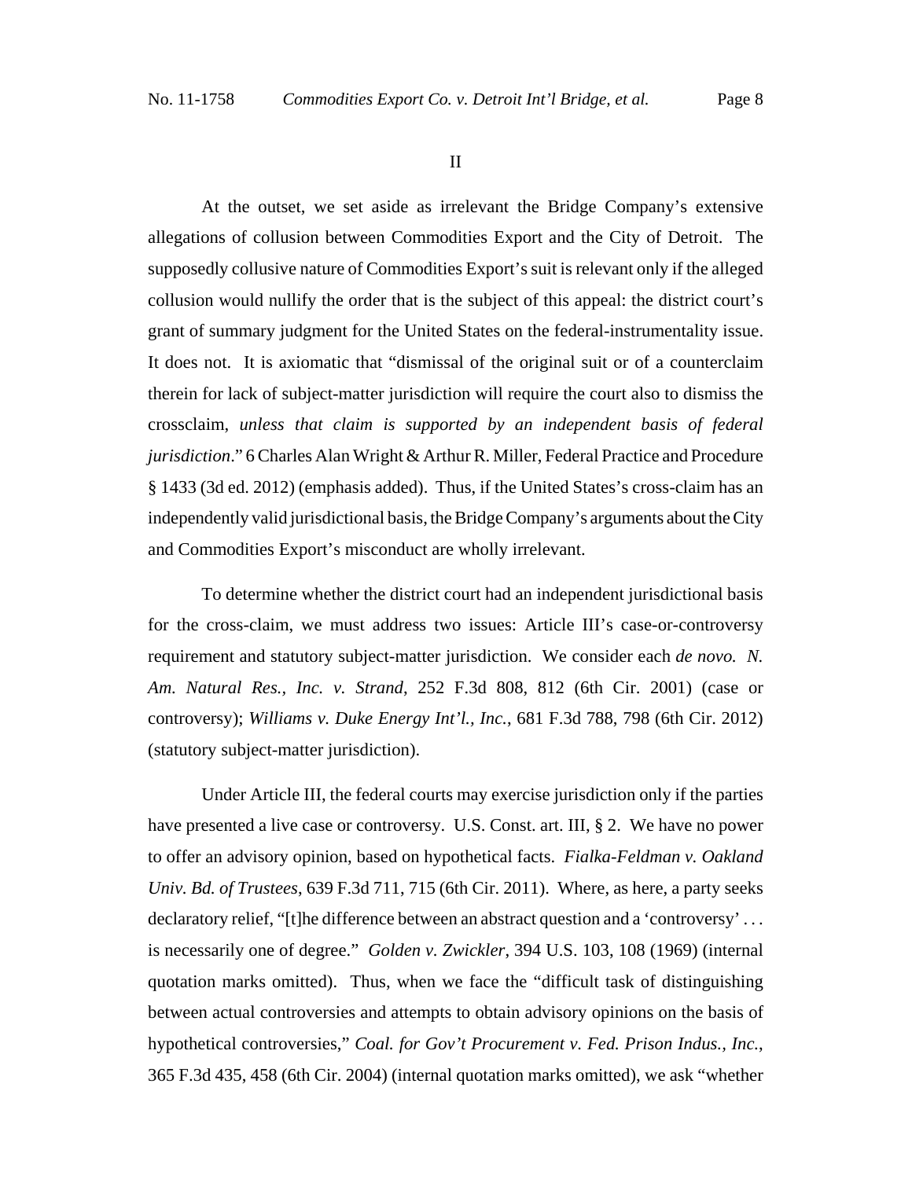## II

At the outset, we set aside as irrelevant the Bridge Company's extensive allegations of collusion between Commodities Export and the City of Detroit. The supposedly collusive nature of Commodities Export's suit is relevant only if the alleged collusion would nullify the order that is the subject of this appeal: the district court's grant of summary judgment for the United States on the federal-instrumentality issue. It does not. It is axiomatic that "dismissal of the original suit or of a counterclaim therein for lack of subject-matter jurisdiction will require the court also to dismiss the crossclaim, *unless that claim is supported by an independent basis of federal jurisdiction*." 6 Charles Alan Wright & Arthur R. Miller, Federal Practice and Procedure § 1433 (3d ed. 2012) (emphasis added). Thus, if the United States's cross-claim has an independently valid jurisdictional basis, the Bridge Company's arguments about the City and Commodities Export's misconduct are wholly irrelevant.

To determine whether the district court had an independent jurisdictional basis for the cross-claim, we must address two issues: Article III's case-or-controversy requirement and statutory subject-matter jurisdiction. We consider each *de novo*. *N. Am. Natural Res., Inc. v. Strand*, 252 F.3d 808, 812 (6th Cir. 2001) (case or controversy); *Williams v. Duke Energy Int'l., Inc.*, 681 F.3d 788, 798 (6th Cir. 2012) (statutory subject-matter jurisdiction).

Under Article III, the federal courts may exercise jurisdiction only if the parties have presented a live case or controversy. U.S. Const. art. III, § 2. We have no power to offer an advisory opinion, based on hypothetical facts. *Fialka-Feldman v. Oakland Univ. Bd. of Trustees*, 639 F.3d 711, 715 (6th Cir. 2011). Where, as here, a party seeks declaratory relief, "[t]he difference between an abstract question and a 'controversy' . . . is necessarily one of degree." *Golden v. Zwickler*, 394 U.S. 103, 108 (1969) (internal quotation marks omitted). Thus, when we face the "difficult task of distinguishing between actual controversies and attempts to obtain advisory opinions on the basis of hypothetical controversies," *Coal. for Gov't Procurement v. Fed. Prison Indus., Inc.*, 365 F.3d 435, 458 (6th Cir. 2004) (internal quotation marks omitted), we ask "whether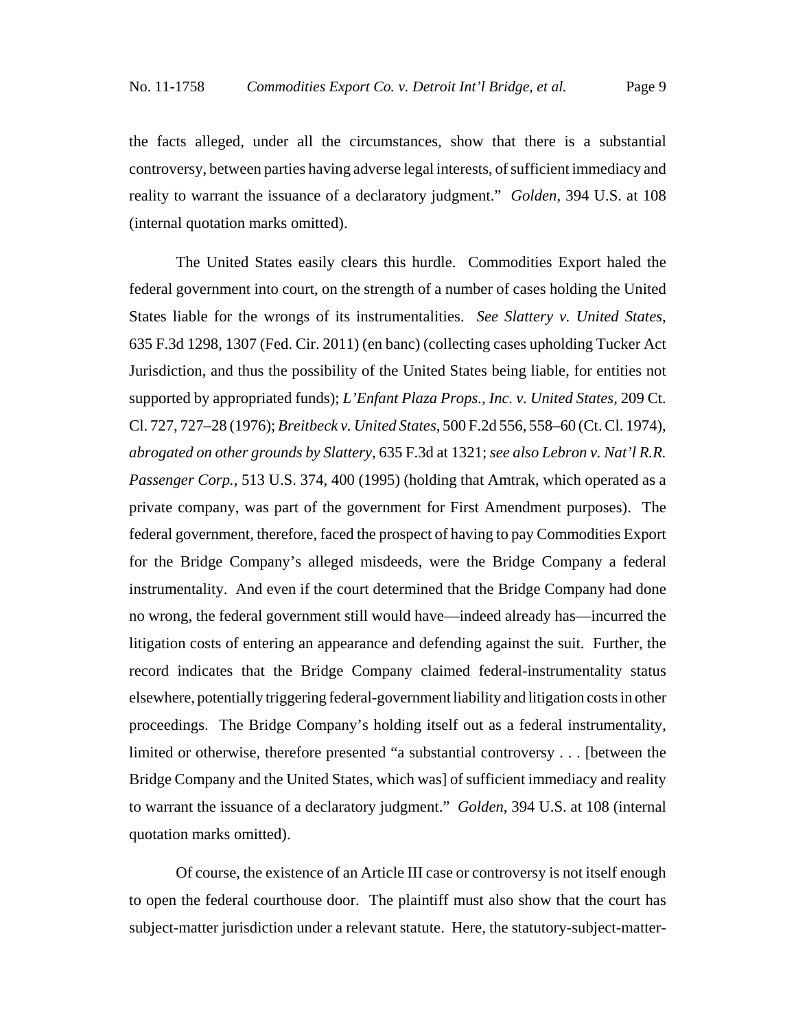the facts alleged, under all the circumstances, show that there is a substantial controversy, between parties having adverse legal interests, of sufficient immediacy and reality to warrant the issuance of a declaratory judgment." *Golden*, 394 U.S. at 108 (internal quotation marks omitted).

The United States easily clears this hurdle. Commodities Export haled the federal government into court, on the strength of a number of cases holding the United States liable for the wrongs of its instrumentalities. *See Slattery v. United States*, 635 F.3d 1298, 1307 (Fed. Cir. 2011) (en banc) (collecting cases upholding Tucker Act Jurisdiction, and thus the possibility of the United States being liable, for entities not supported by appropriated funds); *L'Enfant Plaza Props., Inc. v. United States*, 209 Ct. Cl. 727, 727–28 (1976); *Breitbeck v. United States*, 500 F.2d 556, 558–60 (Ct. Cl. 1974), *abrogated on other grounds by Slattery*, 635 F.3d at 1321; *see also Lebron v. Nat'l R.R. Passenger Corp.*, 513 U.S. 374, 400 (1995) (holding that Amtrak, which operated as a private company, was part of the government for First Amendment purposes). The federal government, therefore, faced the prospect of having to pay Commodities Export for the Bridge Company's alleged misdeeds, were the Bridge Company a federal instrumentality. And even if the court determined that the Bridge Company had done no wrong, the federal government still would have—indeed already has—incurred the litigation costs of entering an appearance and defending against the suit. Further, the record indicates that the Bridge Company claimed federal-instrumentality status elsewhere, potentially triggering federal-government liability and litigation costs in other proceedings. The Bridge Company's holding itself out as a federal instrumentality, limited or otherwise, therefore presented "a substantial controversy . . . [between the Bridge Company and the United States, which was] of sufficient immediacy and reality to warrant the issuance of a declaratory judgment." *Golden*, 394 U.S. at 108 (internal quotation marks omitted).

Of course, the existence of an Article III case or controversy is not itself enough to open the federal courthouse door. The plaintiff must also show that the court has subject-matter jurisdiction under a relevant statute. Here, the statutory-subject-matter-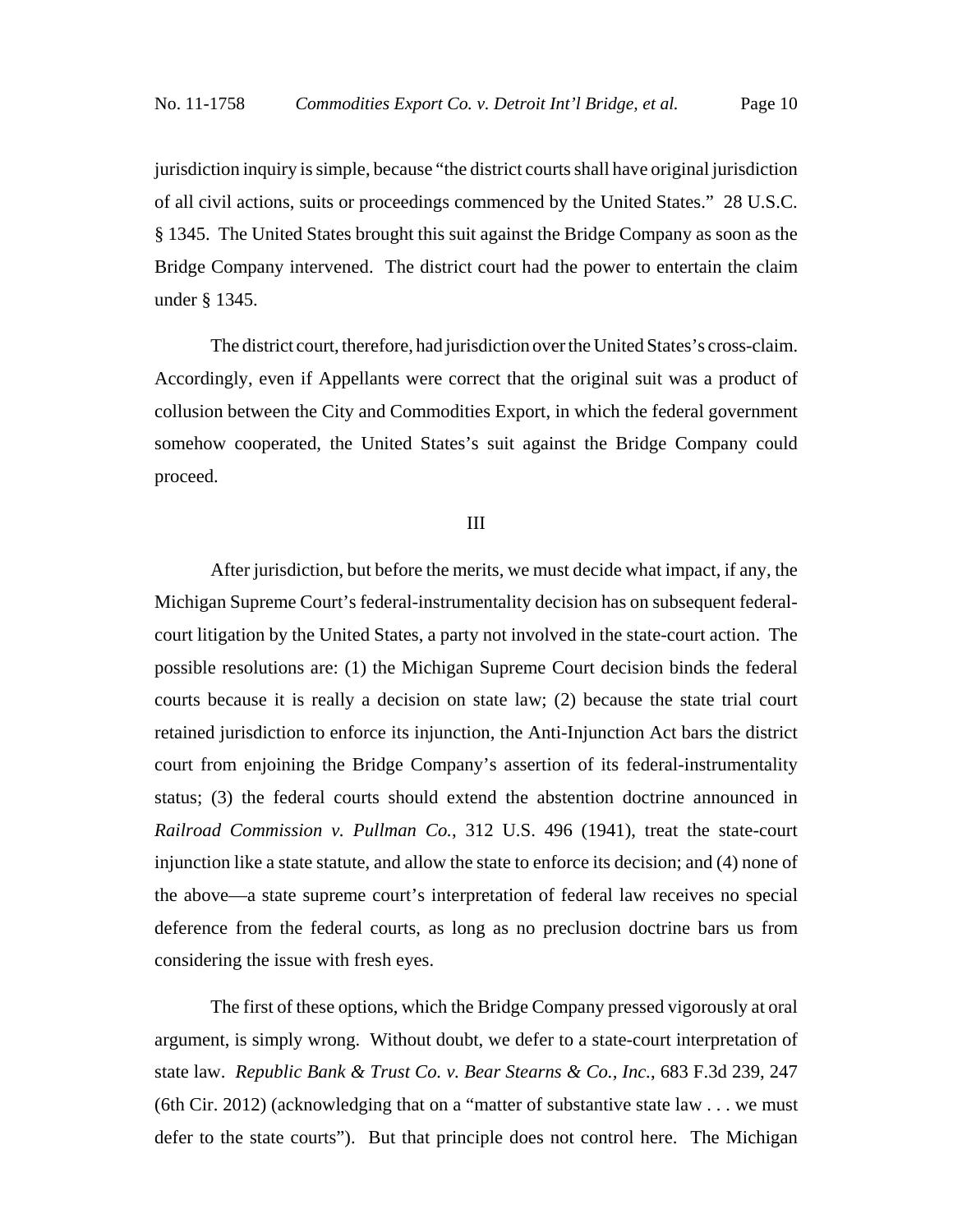jurisdiction inquiry is simple, because "the district courts shall have original jurisdiction of all civil actions, suits or proceedings commenced by the United States." 28 U.S.C. § 1345. The United States brought this suit against the Bridge Company as soon as the Bridge Company intervened. The district court had the power to entertain the claim under § 1345.

The district court, therefore, had jurisdiction over the United States's cross-claim. Accordingly, even if Appellants were correct that the original suit was a product of collusion between the City and Commodities Export, in which the federal government somehow cooperated, the United States's suit against the Bridge Company could proceed.

## III

After jurisdiction, but before the merits, we must decide what impact, if any, the Michigan Supreme Court's federal-instrumentality decision has on subsequent federal-court litigation by the United States, a party not involved in the state-court action. The possible resolutions are: (1) the Michigan Supreme Court decision binds the federal courts because it is really a decision on state law; (2) because the state trial court retained jurisdiction to enforce its injunction, the Anti-Injunction Act bars the district court from enjoining the Bridge Company's assertion of its federal-instrumentality status; (3) the federal courts should extend the abstention doctrine announced in *Railroad Commission v. Pullman Co.*, 312 U.S. 496 (1941), treat the state-court injunction like a state statute, and allow the state to enforce its decision; and (4) none of the above—a state supreme court's interpretation of federal law receives no special deference from the federal courts, as long as no preclusion doctrine bars us from considering the issue with fresh eyes.

The first of these options, which the Bridge Company pressed vigorously at oral argument, is simply wrong. Without doubt, we defer to a state-court interpretation of state law. *Republic Bank & Trust Co. v. Bear Stearns & Co., Inc.*, 683 F.3d 239, 247 (6th Cir. 2012) (acknowledging that on a "matter of substantive state law . . . we must defer to the state courts"). But that principle does not control here. The Michigan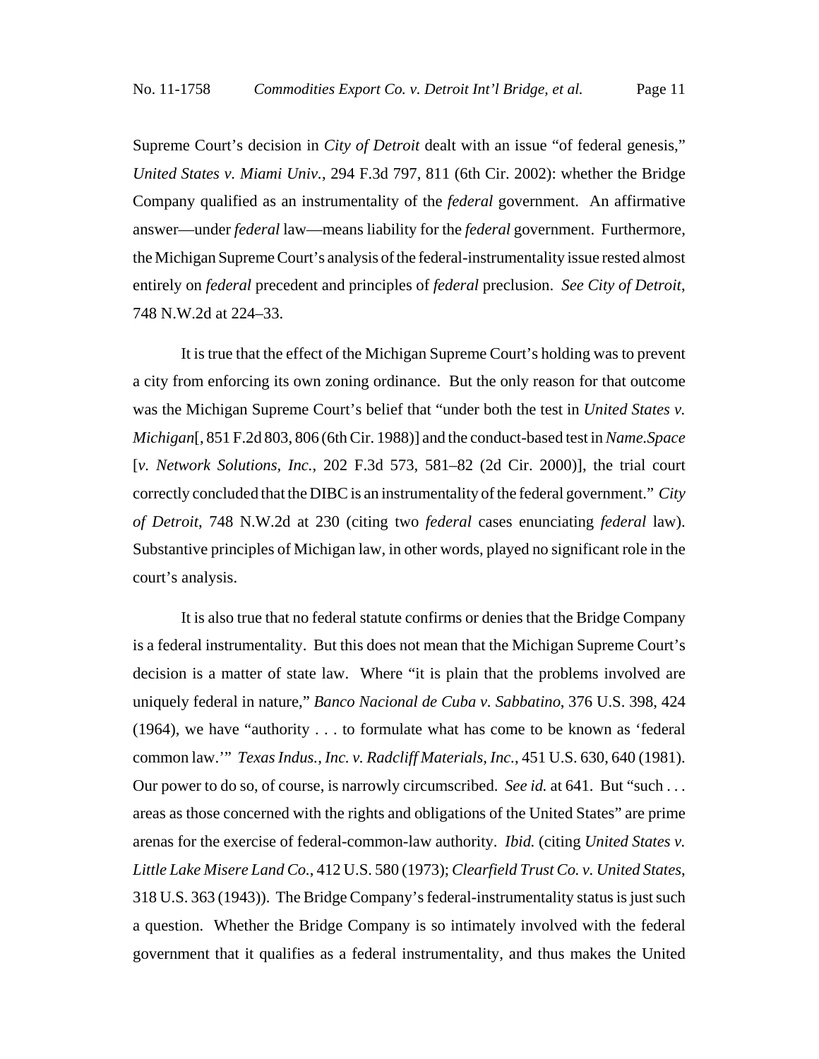Supreme Court's decision in *City of Detroit* dealt with an issue "of federal genesis," *United States v. Miami Univ.*, 294 F.3d 797, 811 (6th Cir. 2002): whether the Bridge Company qualified as an instrumentality of the *federal* government. An affirmative answer—under *federal* law—means liability for the *federal* government. Furthermore, the Michigan Supreme Court's analysis of the federal-instrumentality issue rested almost entirely on *federal* precedent and principles of *federal* preclusion. *See City of Detroit*, 748 N.W.2d at 224–33.

It is true that the effect of the Michigan Supreme Court's holding was to prevent a city from enforcing its own zoning ordinance. But the only reason for that outcome was the Michigan Supreme Court's belief that "under both the test in *United States v. Michigan*[, 851 F.2d 803, 806 (6th Cir. 1988)] and the conduct-based test in *Name.Space* [*v. Network Solutions, Inc.*, 202 F.3d 573, 581–82 (2d Cir. 2000)], the trial court correctly concluded that the DIBC is an instrumentality of the federal government." *City of Detroit*, 748 N.W.2d at 230 (citing two *federal* cases enunciating *federal* law). Substantive principles of Michigan law, in other words, played no significant role in the court's analysis.

It is also true that no federal statute confirms or denies that the Bridge Company is a federal instrumentality. But this does not mean that the Michigan Supreme Court's decision is a matter of state law. Where "it is plain that the problems involved are uniquely federal in nature," *Banco Nacional de Cuba v. Sabbatino*, 376 U.S. 398, 424 (1964), we have "authority . . . to formulate what has come to be known as 'federal common law.'" *Texas Indus., Inc. v. Radcliff Materials, Inc.*, 451 U.S. 630, 640 (1981). Our power to do so, of course, is narrowly circumscribed. *See id.* at 641. But "such . . . areas as those concerned with the rights and obligations of the United States" are prime arenas for the exercise of federal-common-law authority. *Ibid.* (citing *United States v. Little Lake Misere Land Co.*, 412 U.S. 580 (1973); *Clearfield Trust Co. v. United States*, 318 U.S. 363 (1943)). The Bridge Company's federal-instrumentality status is just such a question. Whether the Bridge Company is so intimately involved with the federal government that it qualifies as a federal instrumentality, and thus makes the United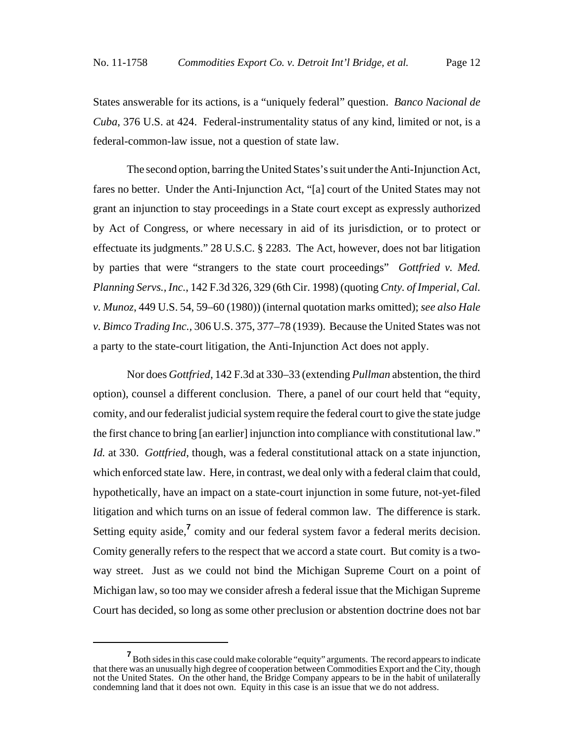States answerable for its actions, is a "uniquely federal" question. *Banco Nacional de Cuba*, 376 U.S. at 424. Federal-instrumentality status of any kind, limited or not, is a federal-common-law issue, not a question of state law.

The second option, barring the United States's suit under the Anti-Injunction Act, fares no better. Under the Anti-Injunction Act, "[a] court of the United States may not grant an injunction to stay proceedings in a State court except as expressly authorized by Act of Congress, or where necessary in aid of its jurisdiction, or to protect or effectuate its judgments." 28 U.S.C. § 2283. The Act, however, does not bar litigation by parties that were "strangers to the state court proceedings" *Gottfried v. Med. Planning Servs., Inc.*, 142 F.3d 326, 329 (6th Cir. 1998) (quoting *Cnty. of Imperial, Cal. v. Munoz*, 449 U.S. 54, 59–60 (1980)) (internal quotation marks omitted); *see also Hale v. Bimco Trading Inc.*, 306 U.S. 375, 377–78 (1939). Because the United States was not a party to the state-court litigation, the Anti-Injunction Act does not apply.

Nor does *Gottfried*, 142 F.3d at 330–33 (extending *Pullman* abstention, the third option), counsel a different conclusion. There, a panel of our court held that "equity, comity, and our federalist judicial system require the federal court to give the state judge the first chance to bring [an earlier] injunction into compliance with constitutional law." *Id.* at 330. *Gottfried*, though, was a federal constitutional attack on a state injunction, which enforced state law. Here, in contrast, we deal only with a federal claim that could, hypothetically, have an impact on a state-court injunction in some future, not-yet-filed litigation and which turns on an issue of federal common law. The difference is stark. Setting equity aside,[7] comity and our federal system favor a federal merits decision. Comity generally refers to the respect that we accord a state court. But comity is a two-way street. Just as we could not bind the Michigan Supreme Court on a point of Michigan law, so too may we consider afresh a federal issue that the Michigan Supreme Court has decided, so long as some other preclusion or abstention doctrine does not bar

[7] Both sides in this case could make colorable "equity" arguments. The record appears to indicate that there was an unusually high degree of cooperation between Commodities Export and the City, though not the United States. On the other hand, the Bridge Company appears to be in the habit of unilaterally condemning land that it does not own. Equity in this case is an issue that we do not address.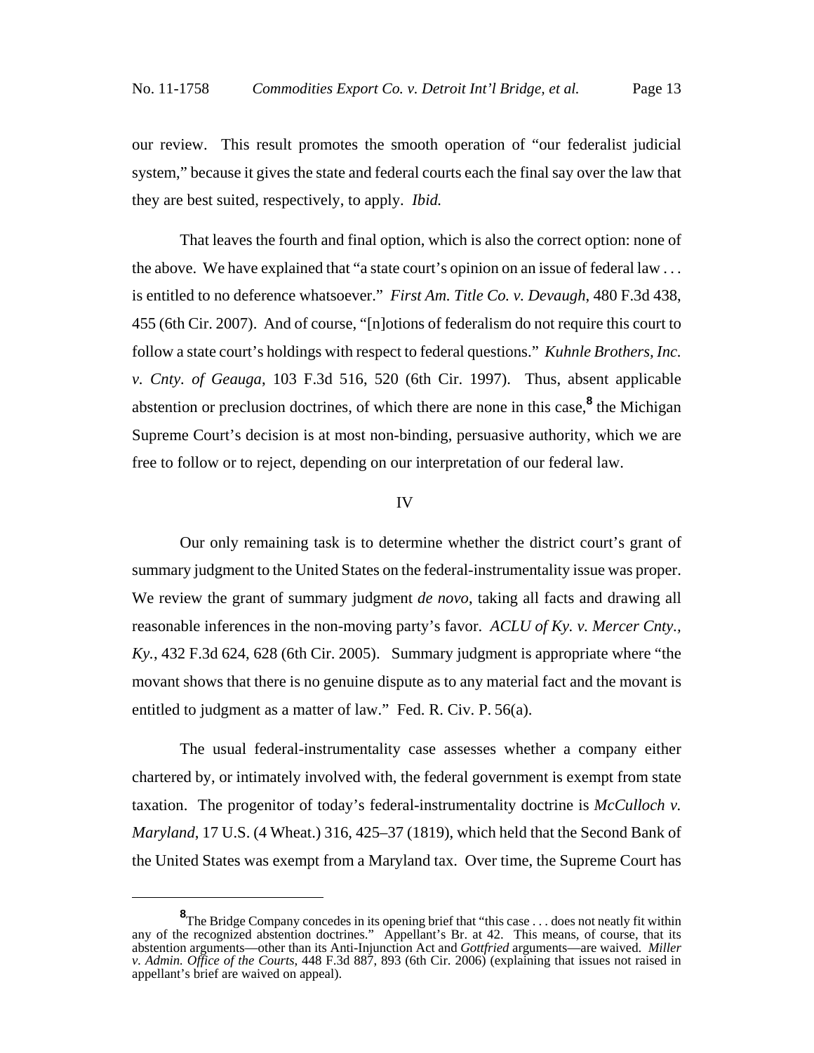our review. This result promotes the smooth operation of "our federalist judicial system," because it gives the state and federal courts each the final say over the law that they are best suited, respectively, to apply. *Ibid.*

That leaves the fourth and final option, which is also the correct option: none of the above. We have explained that "a state court's opinion on an issue of federal law . . . is entitled to no deference whatsoever." *First Am. Title Co. v. Devaugh*, 480 F.3d 438, 455 (6th Cir. 2007). And of course, "[n]otions of federalism do not require this court to follow a state court's holdings with respect to federal questions." *Kuhnle Brothers, Inc. v. Cnty. of Geauga*, 103 F.3d 516, 520 (6th Cir. 1997). Thus, absent applicable abstention or preclusion doctrines, of which there are none in this case,[8] the Michigan Supreme Court's decision is at most non-binding, persuasive authority, which we are free to follow or to reject, depending on our interpretation of our federal law.

## IV

Our only remaining task is to determine whether the district court's grant of summary judgment to the United States on the federal-instrumentality issue was proper. We review the grant of summary judgment *de novo*, taking all facts and drawing all reasonable inferences in the non-moving party's favor. *ACLU of Ky. v. Mercer Cnty., Ky.*, 432 F.3d 624, 628 (6th Cir. 2005). Summary judgment is appropriate where "the movant shows that there is no genuine dispute as to any material fact and the movant is entitled to judgment as a matter of law." Fed. R. Civ. P. 56(a).

The usual federal-instrumentality case assesses whether a company either chartered by, or intimately involved with, the federal government is exempt from state taxation. The progenitor of today's federal-instrumentality doctrine is *McCulloch v. Maryland*, 17 U.S. (4 Wheat.) 316, 425–37 (1819), which held that the Second Bank of the United States was exempt from a Maryland tax. Over time, the Supreme Court has

---

[8] The Bridge Company concedes in its opening brief that "this case . . . does not neatly fit within any of the recognized abstention doctrines." Appellant's Br. at 42. This means, of course, that its abstention arguments—other than its Anti-Injunction Act and *Gottfried* arguments—are waived. *Miller v. Admin. Office of the Courts*, 448 F.3d 887, 893 (6th Cir. 2006) (explaining that issues not raised in appellant's brief are waived on appeal).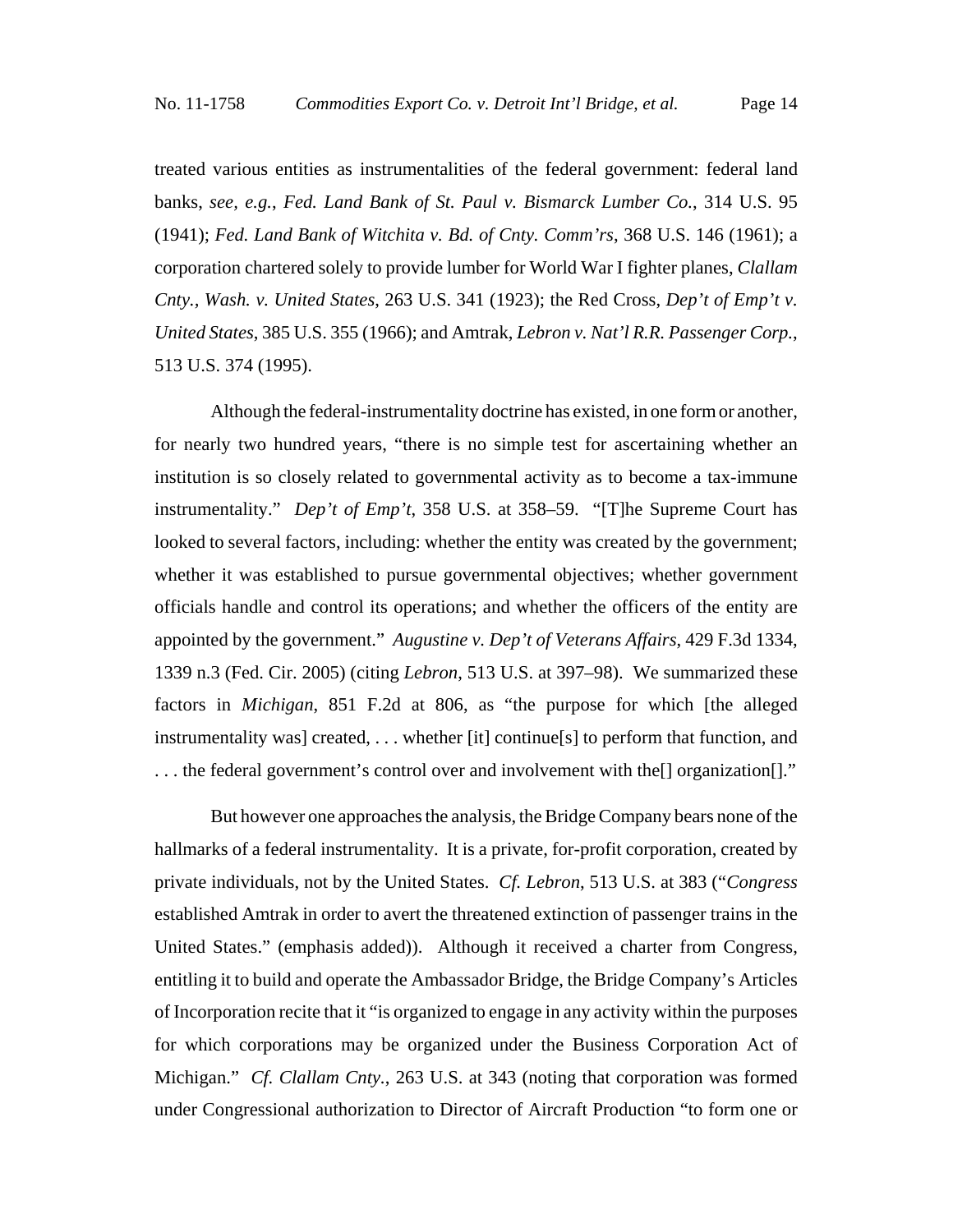treated various entities as instrumentalities of the federal government: federal land banks, *see, e.g.*, *Fed. Land Bank of St. Paul v. Bismarck Lumber Co.*, 314 U.S. 95 (1941); *Fed. Land Bank of Witchita v. Bd. of Cnty. Comm'rs*, 368 U.S. 146 (1961); a corporation chartered solely to provide lumber for World War I fighter planes, *Clallam Cnty., Wash. v. United States*, 263 U.S. 341 (1923); the Red Cross, *Dep't of Emp't v. United States*, 385 U.S. 355 (1966); and Amtrak, *Lebron v. Nat'l R.R. Passenger Corp.*, 513 U.S. 374 (1995).

Although the federal-instrumentality doctrine has existed, in one form or another, for nearly two hundred years, "there is no simple test for ascertaining whether an institution is so closely related to governmental activity as to become a tax-immune instrumentality." *Dep't of Emp't*, 358 U.S. at 358–59. "[T]he Supreme Court has looked to several factors, including: whether the entity was created by the government; whether it was established to pursue governmental objectives; whether government officials handle and control its operations; and whether the officers of the entity are appointed by the government." *Augustine v. Dep't of Veterans Affairs*, 429 F.3d 1334, 1339 n.3 (Fed. Cir. 2005) (citing *Lebron*, 513 U.S. at 397–98). We summarized these factors in *Michigan*, 851 F.2d at 806, as "the purpose for which [the alleged instrumentality was] created, . . . whether [it] continue[s] to perform that function, and . . . the federal government's control over and involvement with the[] organization[]."

But however one approaches the analysis, the Bridge Company bears none of the hallmarks of a federal instrumentality. It is a private, for-profit corporation, created by private individuals, not by the United States. *Cf. Lebron*, 513 U.S. at 383 ("*Congress* established Amtrak in order to avert the threatened extinction of passenger trains in the United States." (emphasis added)). Although it received a charter from Congress, entitling it to build and operate the Ambassador Bridge, the Bridge Company's Articles of Incorporation recite that it "is organized to engage in any activity within the purposes for which corporations may be organized under the Business Corporation Act of Michigan." *Cf. Clallam Cnty.*, 263 U.S. at 343 (noting that corporation was formed under Congressional authorization to Director of Aircraft Production "to form one or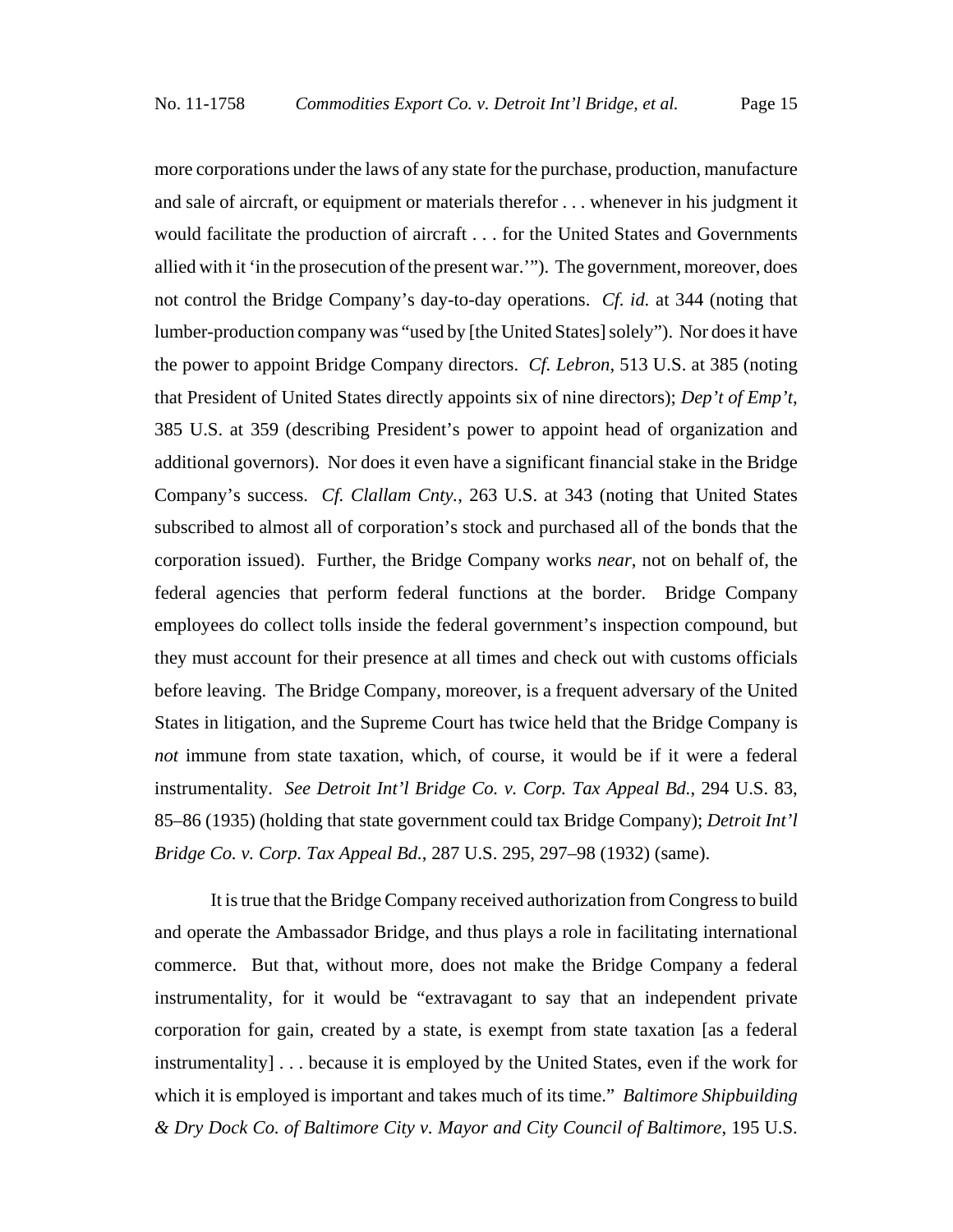more corporations under the laws of any state for the purchase, production, manufacture and sale of aircraft, or equipment or materials therefor . . . whenever in his judgment it would facilitate the production of aircraft . . . for the United States and Governments allied with it 'in the prosecution of the present war.'"). The government, moreover, does not control the Bridge Company's day-to-day operations. *Cf. id.* at 344 (noting that lumber-production company was "used by [the United States] solely"). Nor does it have the power to appoint Bridge Company directors. *Cf. Lebron*, 513 U.S. at 385 (noting that President of United States directly appoints six of nine directors); *Dep't of Emp't*, 385 U.S. at 359 (describing President's power to appoint head of organization and additional governors). Nor does it even have a significant financial stake in the Bridge Company's success. *Cf. Clallam Cnty.*, 263 U.S. at 343 (noting that United States subscribed to almost all of corporation's stock and purchased all of the bonds that the corporation issued). Further, the Bridge Company works *near*, not on behalf of, the federal agencies that perform federal functions at the border. Bridge Company employees do collect tolls inside the federal government's inspection compound, but they must account for their presence at all times and check out with customs officials before leaving. The Bridge Company, moreover, is a frequent adversary of the United States in litigation, and the Supreme Court has twice held that the Bridge Company is *not* immune from state taxation, which, of course, it would be if it were a federal instrumentality. *See Detroit Int'l Bridge Co. v. Corp. Tax Appeal Bd.*, 294 U.S. 83, 85–86 (1935) (holding that state government could tax Bridge Company); *Detroit Int'l Bridge Co. v. Corp. Tax Appeal Bd.*, 287 U.S. 295, 297–98 (1932) (same).

It is true that the Bridge Company received authorization from Congress to build and operate the Ambassador Bridge, and thus plays a role in facilitating international commerce. But that, without more, does not make the Bridge Company a federal instrumentality, for it would be "extravagant to say that an independent private corporation for gain, created by a state, is exempt from state taxation [as a federal instrumentality] . . . because it is employed by the United States, even if the work for which it is employed is important and takes much of its time." *Baltimore Shipbuilding & Dry Dock Co. of Baltimore City v. Mayor and City Council of Baltimore*, 195 U.S.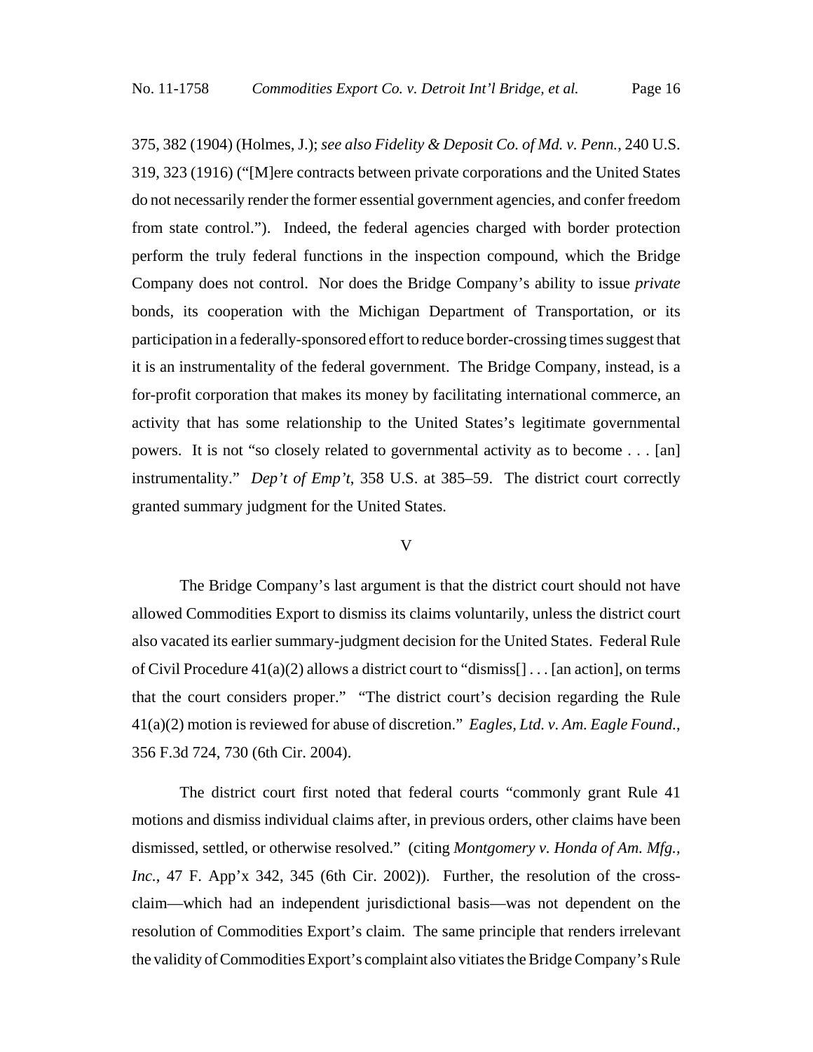375, 382 (1904) (Holmes, J.); *see also Fidelity & Deposit Co. of Md. v. Penn.*, 240 U.S. 319, 323 (1916) ("[M]ere contracts between private corporations and the United States do not necessarily render the former essential government agencies, and confer freedom from state control."). Indeed, the federal agencies charged with border protection perform the truly federal functions in the inspection compound, which the Bridge Company does not control. Nor does the Bridge Company's ability to issue *private* bonds, its cooperation with the Michigan Department of Transportation, or its participation in a federally-sponsored effort to reduce border-crossing times suggest that it is an instrumentality of the federal government. The Bridge Company, instead, is a for-profit corporation that makes its money by facilitating international commerce, an activity that has some relationship to the United States's legitimate governmental powers. It is not "so closely related to governmental activity as to become . . . [an] instrumentality." *Dep't of Emp't*, 358 U.S. at 385–59. The district court correctly granted summary judgment for the United States.

## V

The Bridge Company's last argument is that the district court should not have allowed Commodities Export to dismiss its claims voluntarily, unless the district court also vacated its earlier summary-judgment decision for the United States. Federal Rule of Civil Procedure 41(a)(2) allows a district court to "dismiss[] . . . [an action], on terms that the court considers proper." "The district court's decision regarding the Rule 41(a)(2) motion is reviewed for abuse of discretion." *Eagles, Ltd. v. Am. Eagle Found.*, 356 F.3d 724, 730 (6th Cir. 2004).

The district court first noted that federal courts "commonly grant Rule 41 motions and dismiss individual claims after, in previous orders, other claims have been dismissed, settled, or otherwise resolved." (citing *Montgomery v. Honda of Am. Mfg., Inc.*, 47 F. App'x 342, 345 (6th Cir. 2002)). Further, the resolution of the cross-claim—which had an independent jurisdictional basis—was not dependent on the resolution of Commodities Export's claim. The same principle that renders irrelevant the validity of Commodities Export's complaint also vitiates the Bridge Company's Rule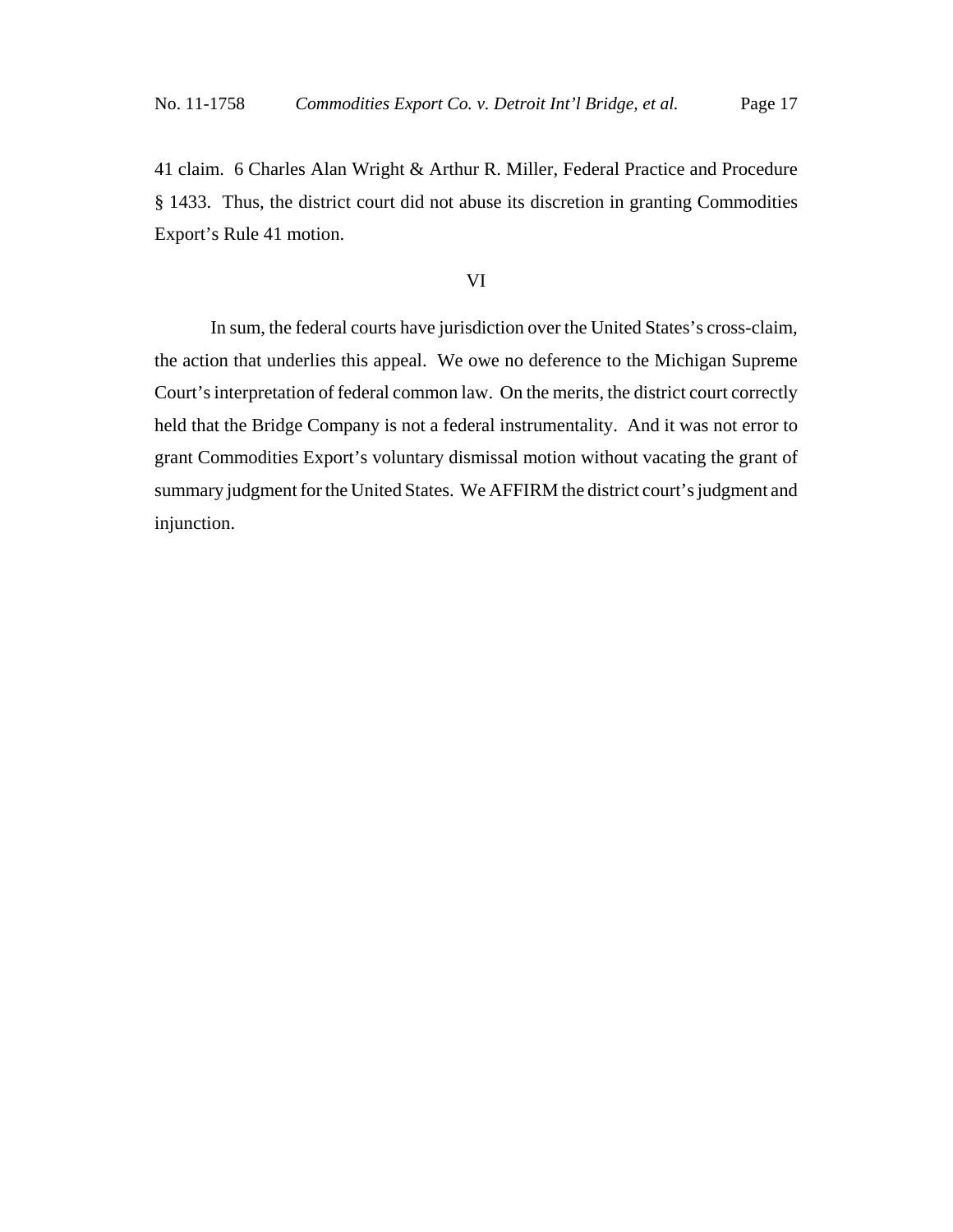41 claim. 6 Charles Alan Wright & Arthur R. Miller, Federal Practice and Procedure § 1433. Thus, the district court did not abuse its discretion in granting Commodities Export's Rule 41 motion.

## VI

In sum, the federal courts have jurisdiction over the United States's cross-claim, the action that underlies this appeal. We owe no deference to the Michigan Supreme Court's interpretation of federal common law. On the merits, the district court correctly held that the Bridge Company is not a federal instrumentality. And it was not error to grant Commodities Export's voluntary dismissal motion without vacating the grant of summary judgment for the United States. We AFFIRM the district court's judgment and injunction.